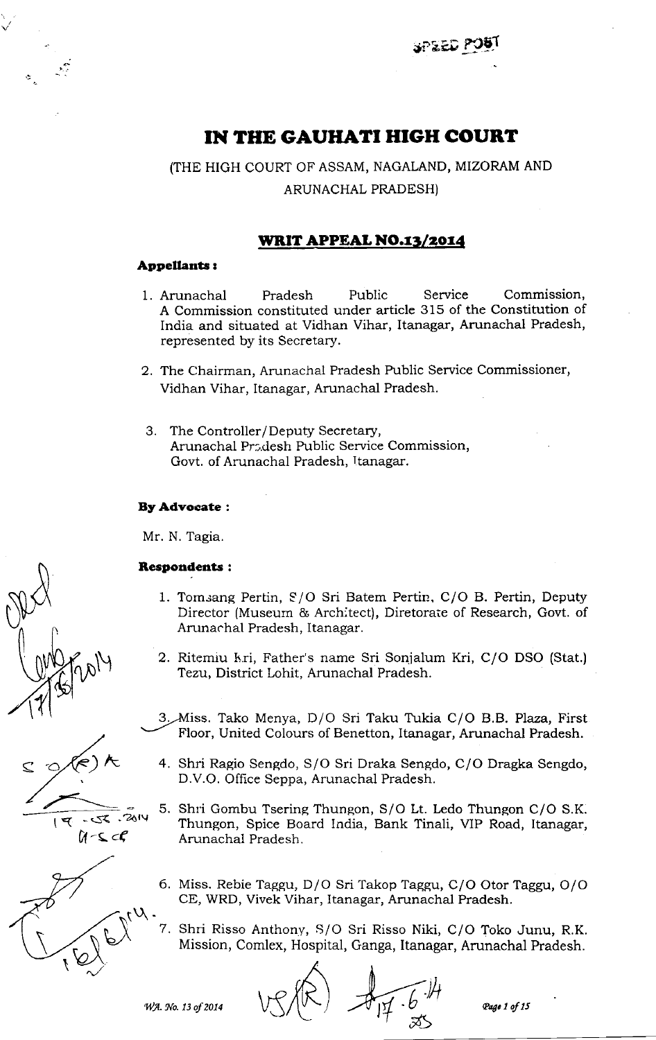SPEED POST

# IN THE GAUHATI HIGH COURT

(THE HIGH COURT OF ASSAM, NAGALAND, MIZORAM AND ARUNACHAL PRADESH)

## WRIT APPEAL NO.13/2014

**Appellants :**

1. Arunachal Pradesh Public Service Commission, A Commission constituted under article 315 of the Constitution of India and situated at Vidhan Vihar, Itanagar, Arunachal Pradesh, represented by its Secretary.

2. The Chairman, Arunachal Pradesh Public Service Commissioner, Vidhan Vihar, Itanagar, Arunachal Pradesh.

3. The Controller/Deputy Secretary, Arunachal Pradesh Public Service Commission, Govt. of Arunachal Pradesh, Itanagar.

**By Advocate :**

Mr. N. Tagia.

**Respondents :**

1. Tomsang Pertin, S/O Sri Batem Pertin, C/O B. Pertin, Deputy Director (Museum & Architect), Diretorate of Research, Govt. of Arunachal Pradesh, Itanagar.

2. Ritemiu Kri, Father's name Sri Sonjalum Kri, C/O DSO (Stat.) Tezu, District Lohit, Arunachal Pradesh.

3. Miss. Tako Menya, D/O Sri Taku Tukia C/O B.B. Plaza, First Floor, United Colours of Benetton, Itanagar, Arunachal Pradesh.

4. Shri Ragio Sengdo, S/O Sri Draka Sengdo, C/O Dragka Sengdo, D.V.O. Office Seppa, Arunachal Pradesh.

5. Shri Gombu Tsering Thungon, S/O Lt. Ledo Thungon C/O S.K. Thungon, Spice Board India, Bank Tinali, VIP Road, Itanagar, Arunachal Pradesh.

6. Miss. Rebie Taggu, D/O Sri Takop Taggu, C/O Otor Taggu, O/O CE, WRD, Vivek Vihar, Itanagar, Arunachal Pradesh.

7. Shri Risso Anthony, S/O Sri Risso Niki, C/O Toko Junu, R.K. Mission, Comlex, Hospital, Ganga, Itanagar, Arunachal Pradesh.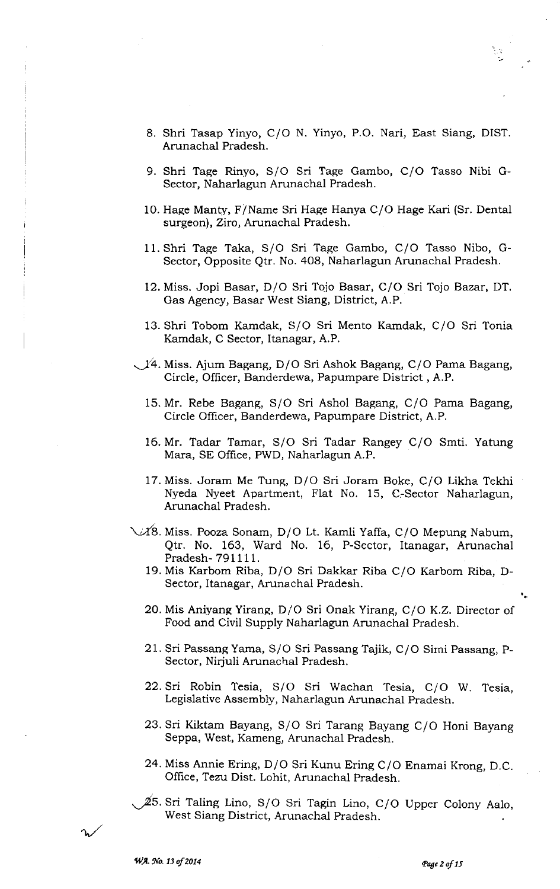8. Shri Tasap Yinyo, C/O N. Yinyo, P.O. Nari, East Siang, DIST. Arunachal Pradesh.

9. Shri Tage Rinyo, S/O Sri Tage Gambo, C/O Tasso Nibi G-Sector, Naharlagun Arunachal Pradesh.

10. Hage Manty, F/Name Sri Hage Hanya C/O Hage Kari (Sr. Dental surgeon), Ziro, Arunachal Pradesh.

11. Shri Tage Taka, S/O Sri Tage Gambo, C/O Tasso Nibo, G-Sector, Opposite Qtr. No. 408, Naharlagun Arunachal Pradesh.

12. Miss. Jopi Basar, D/O Sri Tojo Basar, C/O Sri Tojo Bazar, DT. Gas Agency, Basar West Siang, District, A.P.

13. Shri Tobom Kamdak, S/O Sri Mento Kamdak, C/O Sri Tonia Kamdak, C Sector, Itanagar, A.P.

14. Miss. Ajum Bagang, D/O Sri Ashok Bagang, C/O Pama Bagang, Circle, Officer, Banderdewa, Papumpare District , A.P.

15. Mr. Rebe Bagang, S/O Sri Ashol Bagang, C/O Pama Bagang, Circle Officer, Banderdewa, Papumpare District, A.P.

16. Mr. Tadar Tamar, S/O Sri Tadar Rangey C/O Smti. Yatung Mara, SE Office, PWD, Naharlagun A.P.

17. Miss. Joram Me Tung, D/O Sri Joram Boke, C/O Likha Tekhi Nyeda Nyeet Apartment, Flat No. 15, C-Sector Naharlagun, Arunachal Pradesh.

18. Miss. Pooza Sonam, D/O Lt. Kamli Yaffa, C/O Mepung Nabum, Qtr. No. 163, Ward No. 16, P-Sector, Itanagar, Arunachal Pradesh- 791111.

19. Mis Karbom Riba, D/O Sri Dakkar Riba C/O Karbom Riba, D-Sector, Itanagar, Arunachal Pradesh.

20. Mis Aniyang Yirang, D/O Sri Onak Yirang, C/O K.Z. Director of Food and Civil Supply Naharlagun Arunachal Pradesh.

21. Sri Passang Yama, S/O Sri Passang Tajik, C/O Simi Passang, P-Sector, Nirjuli Arunachal Pradesh.

22. Sri Robin Tesia, S/O Sri Wachan Tesia, C/O W. Tesia, Legislative Assembly, Naharlagun Arunachal Pradesh.

23. Sri Kiktam Bayang, S/O Sri Tarang Bayang C/O Honi Bayang Seppa, West, Kameng, Arunachal Pradesh.

24. Miss Annie Ering, D/O Sri Kunu Ering C/O Enamai Krong, D.C. Office, Tezu Dist. Lohit, Arunachal Pradesh.

25. Sri Taling Lino, S/O Sri Tagin Lino, C/O Upper Colony Aalo, West Siang District, Arunachal Pradesh.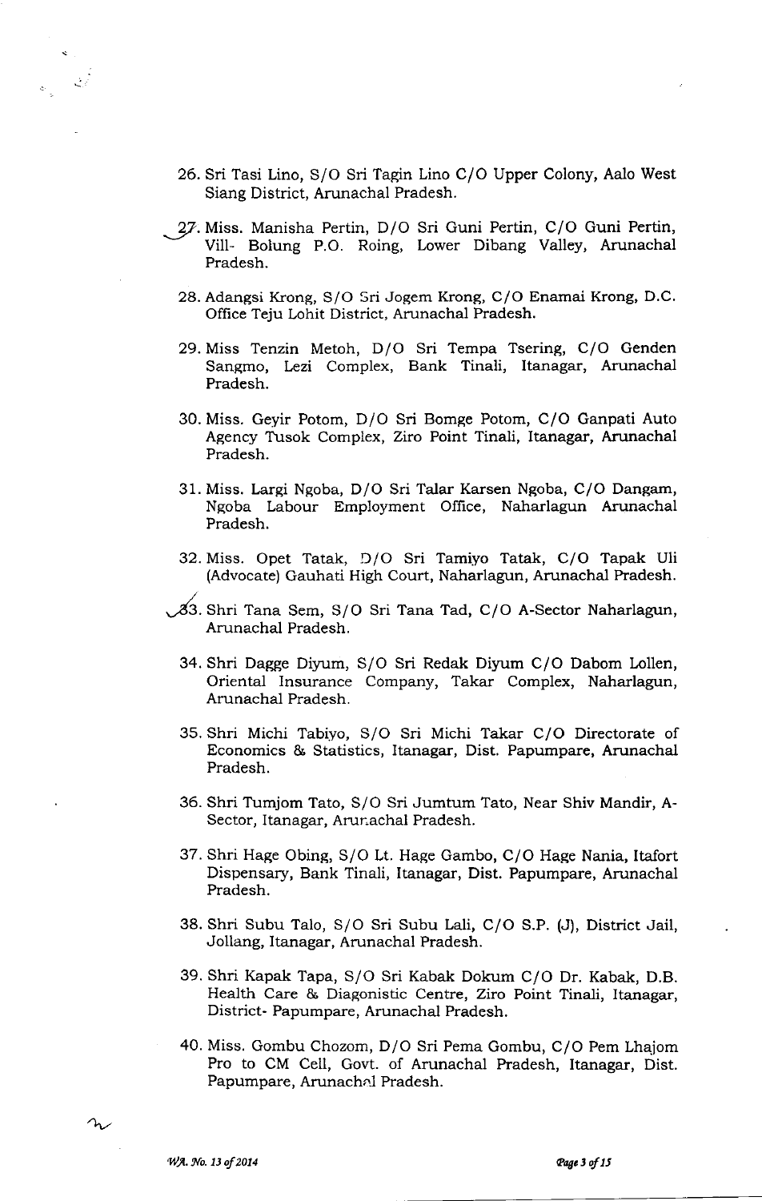26. Sri Tasi Lino, S/O Sri Tagin Lino C/O Upper Colony, Aalo West Siang District, Arunachal Pradesh.

27. Miss. Manisha Pertin, D/O Sri Guni Pertin, C/O Guni Pertin, Vill- Bolung P.O. Roing, Lower Dibang Valley, Arunachal Pradesh.

28. Adangsi Krong, S/O Sri Jogem Krong, C/O Enamai Krong, D.C. Office Teju Lohit District, Arunachal Pradesh.

29. Miss Tenzin Metoh, D/O Sri Tempa Tsering, C/O Genden Sangmo, Lezi Complex, Bank Tinali, Itanagar, Arunachal Pradesh.

30. Miss. Geyir Potom, D/O Sri Bomge Potom, C/O Ganpati Auto Agency Tusok Complex, Ziro Point Tinali, Itanagar, Arunachal Pradesh.

31. Miss. Largi Ngoba, D/O Sri Talar Karsen Ngoba, C/O Dangam, Ngoba Labour Employment Office, Naharlagun Arunachal Pradesh.

32. Miss. Opet Tatak, D/O Sri Tamiyo Tatak, C/O Tapak Uli (Advocate) Gauhati High Court, Naharlagun, Arunachal Pradesh.

33. Shri Tana Sem, S/O Sri Tana Tad, C/O A-Sector Naharlagun, Arunachal Pradesh.

34. Shri Dagge Diyum, S/O Sri Redak Diyum C/O Dabom Lollen, Oriental Insurance Company, Takar Complex, Naharlagun, Arunachal Pradesh.

35. Shri Michi Tabiyo, S/O Sri Michi Takar C/O Directorate of Economics & Statistics, Itanagar, Dist. Papumpare, Arunachal Pradesh.

36. Shri Tumjom Tato, S/O Sri Jumtum Tato, Near Shiv Mandir, A-Sector, Itanagar, Arunachal Pradesh.

37. Shri Hage Obing, S/O Lt. Hage Gambo, C/O Hage Nania, Itafort Dispensary, Bank Tinali, Itanagar, Dist. Papumpare, Arunachal Pradesh.

38. Shri Subu Talo, S/O Sri Subu Lali, C/O S.P. (J), District Jail, Jollang, Itanagar, Arunachal Pradesh.

39. Shri Kapak Tapa, S/O Sri Kabak Dokum C/O Dr. Kabak, D.B. Health Care & Diagonistic Centre, Ziro Point Tinali, Itanagar, District- Papumpare, Arunachal Pradesh.

40. Miss. Gombu Chozom, D/O Sri Pema Gombu, C/O Pem Lhajom Pro to CM Cell, Govt. of Arunachal Pradesh, Itanagar, Dist. Papumpare, Arunachal Pradesh.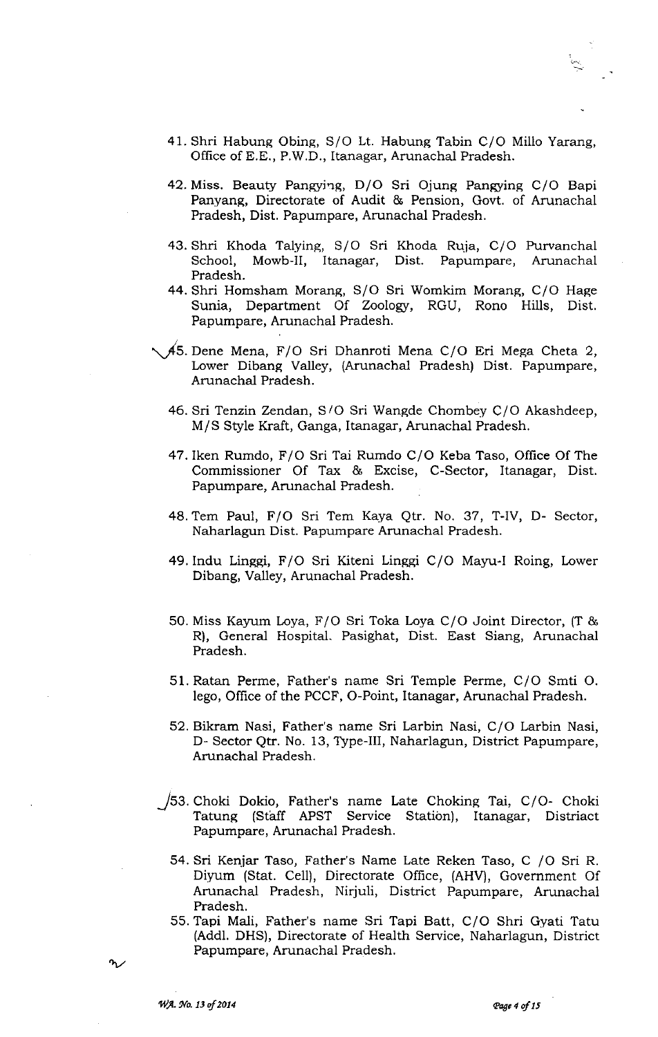41. Shri Habung Obing, S/O Lt. Habung Tabin C/O Millo Yarang, Office of E.E., P.W.D., Itanagar, Arunachal Pradesh.

42. Miss. Beauty Pangying, D/O Sri Ojung Pangying C/O Bapi Panyang, Directorate of Audit & Pension, Govt. of Arunachal Pradesh, Dist. Papumpare, Arunachal Pradesh.

43. Shri Khoda Talying, S/O Sri Khoda Ruja, C/O Purvanchal School, Mowb-II, Itanagar, Dist. Papumpare, Arunachal Pradesh.

44. Shri Homsham Morang, S/O Sri Womkim Morang, C/O Hage Sunia, Department Of Zoology, RGU, Rono Hills, Dist. Papumpare, Arunachal Pradesh.

45. Dene Mena, F/O Sri Dhanroti Mena C/O Eri Mega Cheta 2, Lower Dibang Valley, (Arunachal Pradesh) Dist. Papumpare, Arunachal Pradesh.

46. Sri Tenzin Zendan, S/O Sri Wangde Chombey C/O Akashdeep, M/S Style Kraft, Ganga, Itanagar, Arunachal Pradesh.

47. Iken Rumdo, F/O Sri Tai Rumdo C/O Keba Taso, Office Of The Commissioner Of Tax & Excise, C-Sector, Itanagar, Dist. Papumpare, Arunachal Pradesh.

48. Tem Paul, F/O Sri Tem Kaya Qtr. No. 37, T-IV, D- Sector, Naharlagun Dist. Papumpare Arunachal Pradesh.

49. Indu Linggi, F/O Sri Kiteni Linggi C/O Mayu-I Roing, Lower Dibang, Valley, Arunachal Pradesh.

50. Miss Kayum Loya, F/O Sri Toka Loya C/O Joint Director, (T & R), General Hospital. Pasighat, Dist. East Siang, Arunachal Pradesh.

51. Ratan Perme, Father's name Sri Temple Perme, C/O Smti O. lego, Office of the PCCF, O-Point, Itanagar, Arunachal Pradesh.

52. Bikram Nasi, Father's name Sri Larbin Nasi, C/O Larbin Nasi, D- Sector Qtr. No. 13, Type-III, Naharlagun, District Papumpare, Arunachal Pradesh.

53. Choki Dokio, Father's name Late Choking Tai, C/O- Choki Tatung (Staff APST Service Station), Itanagar, Distriact Papumpare, Arunachal Pradesh.

54. Sri Kenjar Taso, Father's Name Late Reken Taso, C /O Sri R. Diyum (Stat. Cell), Directorate Office, (AHV), Government Of Arunachal Pradesh, Nirjuli, District Papumpare, Arunachal Pradesh.

55. Tapi Mali, Father's name Sri Tapi Batt, C/O Shri Gyati Tatu (Addl. DHS), Directorate of Health Service, Naharlagun, District Papumpare, Arunachal Pradesh.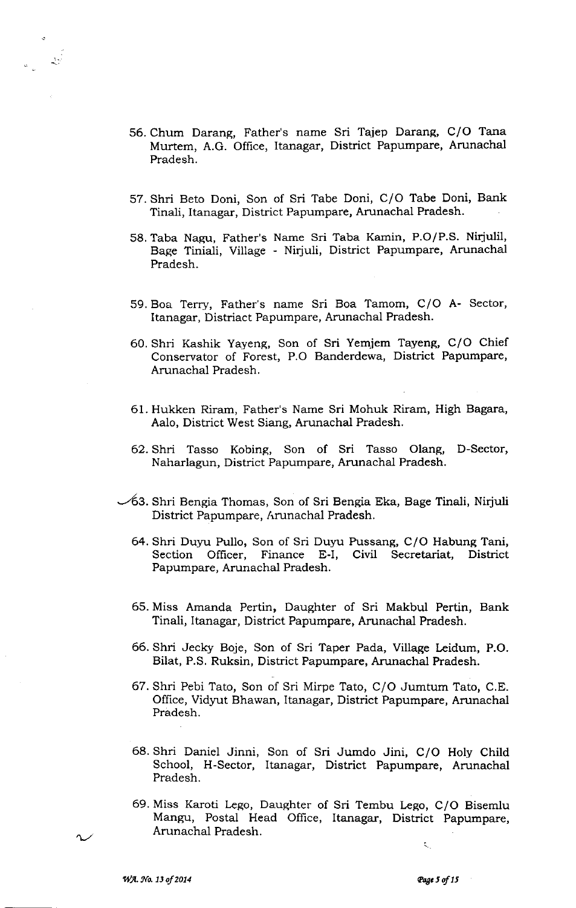56. Chum Darang, Father's name Sri Tajep Darang, C/O Tana Murtem, A.G. Office, Itanagar, District Papumpare, Arunachal Pradesh.

57. Shri Beto Doni, Son of Sri Tabe Doni, C/O Tabe Doni, Bank Tinali, Itanagar, District Papumpare, Arunachal Pradesh.

58. Taba Nagu, Father's Name Sri Taba Kamin, P.O/P.S. Nirjulil, Bage Tiniali, Village - Nirjuli, District Papumpare, Arunachal Pradesh.

59. Boa Terry, Father's name Sri Boa Tamom, C/O A- Sector, Itanagar, Distriact Papumpare, Arunachal Pradesh.

60. Shri Kashik Yayeng, Son of Sri Yemjem Tayeng, C/O Chief Conservator of Forest, P.O Banderdewa, District Papumpare, Arunachal Pradesh.

61. Hukken Riram, Father's Name Sri Mohuk Riram, High Bagara, Aalo, District West Siang, Arunachal Pradesh.

62. Shri Tasso Kobing, Son of Sri Tasso Olang, D-Sector, Naharlagun, District Papumpare, Arunachal Pradesh.

63. Shri Bengia Thomas, Son of Sri Bengia Eka, Bage Tinali, Nirjuli District Papumpare, Arunachal Pradesh.

64. Shri Duyu Pullo, Son of Sri Duyu Pussang, C/O Habung Tani, Section Officer, Finance E-I, Civil Secretariat, District Papumpare, Arunachal Pradesh.

65. Miss Amanda Pertin, Daughter of Sri Makbul Pertin, Bank Tinali, Itanagar, District Papumpare, Arunachal Pradesh.

66. Shri Jecky Boje, Son of Sri Taper Pada, Village Leidum, P.O. Bilat, P.S. Ruksin, District Papumpare, Arunachal Pradesh.

67. Shri Pebi Tato, Son of Sri Mirpe Tato, C/O Jumtum Tato, C.E. Office, Vidyut Bhawan, Itanagar, District Papumpare, Arunachal Pradesh.

68. Shri Daniel Jinni, Son of Sri Jumdo Jini, C/O Holy Child School, H-Sector, Itanagar, District Papumpare, Arunachal Pradesh.

69. Miss Karoti Lego, Daughter of Sri Tembu Lego, C/O Bisemlu Mangu, Postal Head Office, Itanagar, District Papumpare, Arunachal Pradesh.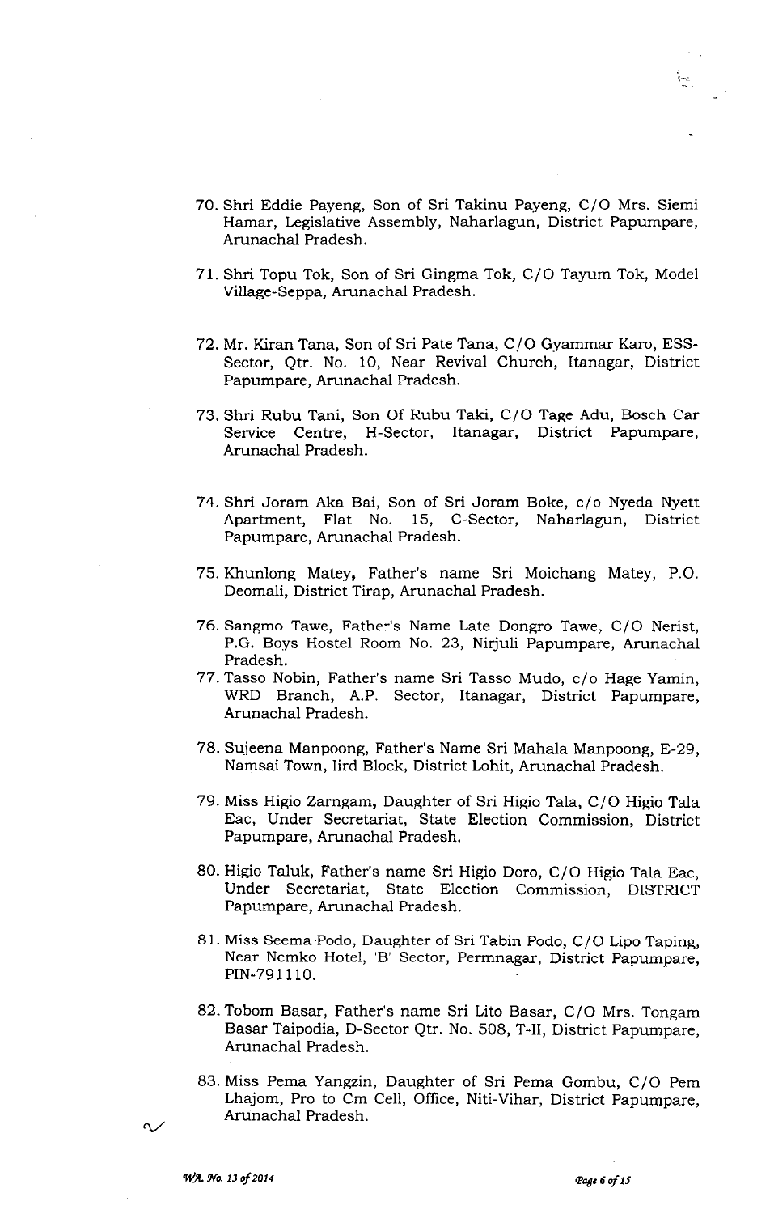70. Shri Eddie Payeng, Son of Sri Takinu Payeng, C/O Mrs. Siemi Hamar, Legislative Assembly, Naharlagun, District Papumpare, Arunachal Pradesh.

71. Shri Topu Tok, Son of Sri Gingma Tok, C/O Tayum Tok, Model Village-Seppa, Arunachal Pradesh.

72. Mr. Kiran Tana, Son of Sri Pate Tana, C/O Gyammar Karo, ESS-Sector, Qtr. No. 10, Near Revival Church, Itanagar, District Papumpare, Arunachal Pradesh.

73. Shri Rubu Tani, Son Of Rubu Taki, C/O Tage Adu, Bosch Car Service Centre, H-Sector, Itanagar, District Papumpare, Arunachal Pradesh.

74. Shri Joram Aka Bai, Son of Sri Joram Boke, c/o Nyeda Nyett Apartment, Flat No. 15, C-Sector, Naharlagun, District Papumpare, Arunachal Pradesh.

75. Khunlong Matey, Father's name Sri Moichang Matey, P.O. Deomali, District Tirap, Arunachal Pradesh.

76. Sangmo Tawe, Father's Name Late Dongro Tawe, C/O Nerist, P.G. Boys Hostel Room No. 23, Nirjuli Papumpare, Arunachal Pradesh.

77. Tasso Nobin, Father's name Sri Tasso Mudo, c/o Hage Yamin, WRD Branch, A.P. Sector, Itanagar, District Papumpare, Arunachal Pradesh.

78. Sujeena Manpoong, Father's Name Sri Mahala Manpoong, E-29, Namsai Town, Iird Block, District Lohit, Arunachal Pradesh.

79. Miss Higio Zarngam, Daughter of Sri Higio Tala, C/O Higio Tala Eac, Under Secretariat, State Election Commission, District Papumpare, Arunachal Pradesh.

80. Higio Taluk, Father's name Sri Higio Doro, C/O Higio Tala Eac, Under Secretariat, State Election Commission, DISTRICT Papumpare, Arunachal Pradesh.

81. Miss Seema Podo, Daughter of Sri Tabin Podo, C/O Lipo Taping, Near Nemko Hotel, 'B' Sector, Permnagar, District Papumpare, PIN-791110.

82. Tobom Basar, Father's name Sri Lito Basar, C/O Mrs. Tongam Basar Taipodia, D-Sector Qtr. No. 508, T-II, District Papumpare, Arunachal Pradesh.

83. Miss Pema Yangzin, Daughter of Sri Pema Gombu, C/O Pem Lhajom, Pro to Cm Cell, Office, Niti-Vihar, District Papumpare, Arunachal Pradesh.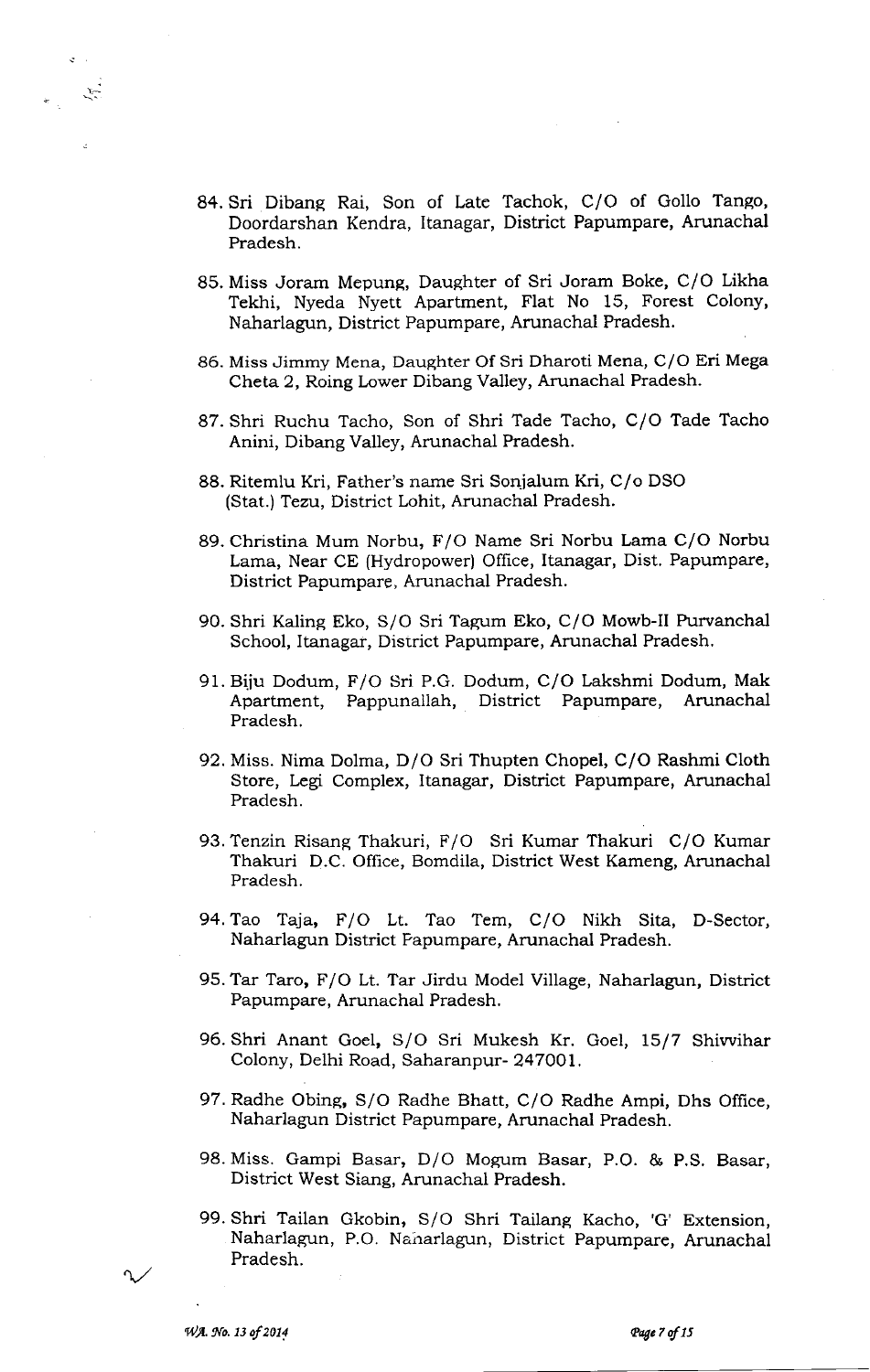84. Sri Dibang Rai, Son of Late Tachok, C/O of Gollo Tango, Doordarshan Kendra, Itanagar, District Papumpare, Arunachal Pradesh.

85. Miss Joram Mepung, Daughter of Sri Joram Boke, C/O Likha Tekhi, Nyeda Nyett Apartment, Flat No 15, Forest Colony, Naharlagun, District Papumpare, Arunachal Pradesh.

86. Miss Jimmy Mena, Daughter Of Sri Dharoti Mena, C/O Eri Mega Cheta 2, Roing Lower Dibang Valley, Arunachal Pradesh.

87. Shri Ruchu Tacho, Son of Shri Tade Tacho, C/O Tade Tacho Anini, Dibang Valley, Arunachal Pradesh.

88. Ritemlu Kri, Father's name Sri Sonjalum Kri, C/o DSO (Stat.) Tezu, District Lohit, Arunachal Pradesh.

89. Christina Mum Norbu, F/O Name Sri Norbu Lama C/O Norbu Lama, Near CE (Hydropower) Office, Itanagar, Dist. Papumpare, District Papumpare, Arunachal Pradesh.

90. Shri Kaling Eko, S/O Sri Tagum Eko, C/O Mowb-II Purvanchal School, Itanagar, District Papumpare, Arunachal Pradesh.

91. Biju Dodum, F/O Sri P.G. Dodum, C/O Lakshmi Dodum, Mak Apartment, Pappunallah, District Papumpare, Arunachal Pradesh.

92. Miss. Nima Dolma, D/O Sri Thupten Chopel, C/O Rashmi Cloth Store, Legi Complex, Itanagar, District Papumpare, Arunachal Pradesh.

93. Tenzin Risang Thakuri, F/O Sri Kumar Thakuri C/O Kumar Thakuri D.C. Office, Bomdila, District West Kameng, Arunachal Pradesh.

94. Tao Taja, F/O Lt. Tao Tem, C/O Nikh Sita, D-Sector, Naharlagun District Papumpare, Arunachal Pradesh.

95. Tar Taro, F/O Lt. Tar Jirdu Model Village, Naharlagun, District Papumpare, Arunachal Pradesh.

96. Shri Anant Goel, S/O Sri Mukesh Kr. Goel, 15/7 Shivvihar Colony, Delhi Road, Saharanpur- 247001.

97. Radhe Obing, S/O Radhe Bhatt, C/O Radhe Ampi, Dhs Office, Naharlagun District Papumpare, Arunachal Pradesh.

98. Miss. Gampi Basar, D/O Mogum Basar, P.O. & P.S. Basar, District West Siang, Arunachal Pradesh.

99. Shri Tailan Gkobin, S/O Shri Tailang Kacho, 'G' Extension, Naharlagun, P.O. Naharlagun, District Papumpare, Arunachal Pradesh.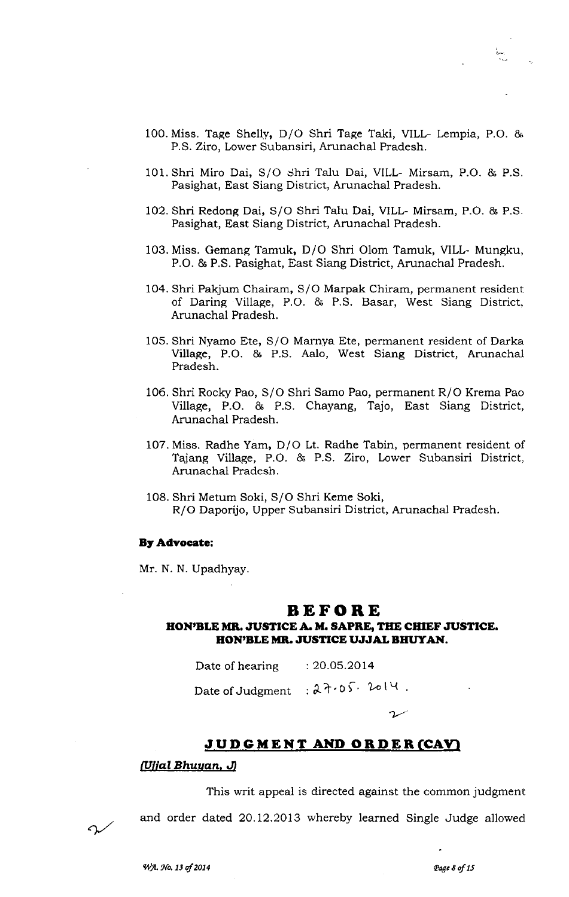100. Miss. Tage Shelly, D/O Shri Tage Taki, VILL- Lempia, P.O. & P.S. Ziro, Lower Subansiri, Arunachal Pradesh.

101. Shri Miro Dai, S/O Shri Talu Dai, VILL- Mirsam, P.O. & P.S. Pasighat, East Siang District, Arunachal Pradesh.

102. Shri Redong Dai, S/O Shri Talu Dai, VILL- Mirsam, P.O. & P.S. Pasighat, East Siang District, Arunachal Pradesh.

103. Miss. Gemang Tamuk, D/O Shri Olom Tamuk, VILL- Mungku, P.O. & P.S. Pasighat, East Siang District, Arunachal Pradesh.

104. Shri Pakjum Chairam, S/O Marpak Chiram, permanent resident of Daring Village, P.O. & P.S. Basar, West Siang District, Arunachal Pradesh.

105. Shri Nyamo Ete, S/O Marnya Ete, permanent resident of Darka Village, P.O. & P.S. Aalo, West Siang District, Arunachal Pradesh.

106. Shri Rocky Pao, S/O Shri Samo Pao, permanent R/O Krema Pao Village, P.O. & P.S. Chayang, Tajo, East Siang District, Arunachal Pradesh.

107. Miss. Radhe Yam, D/O Lt. Radhe Tabin, permanent resident of Tajang Village, P.O. & P.S. Ziro, Lower Subansiri District, Arunachal Pradesh.

108. Shri Metum Soki, S/O Shri Keme Soki, R/O Daporijo, Upper Subansiri District, Arunachal Pradesh.

**By Advocate:**

Mr. N. N. Upadhyay.

# BEFORE

**HON'BLE MR. JUSTICE A. M. SAPRE, THE CHIEF JUSTICE.**
**HON'BLE MR. JUSTICE UJJAL BHUYAN.**

Date of hearing : 20.05.2014

Date of Judgment : 27.05.2014.

## JUDGMENT AND ORDER (CAV)

*(Ujjal Bhuyan, J)*

This writ appeal is directed against the common judgment and order dated 20.12.2013 whereby learned Single Judge allowed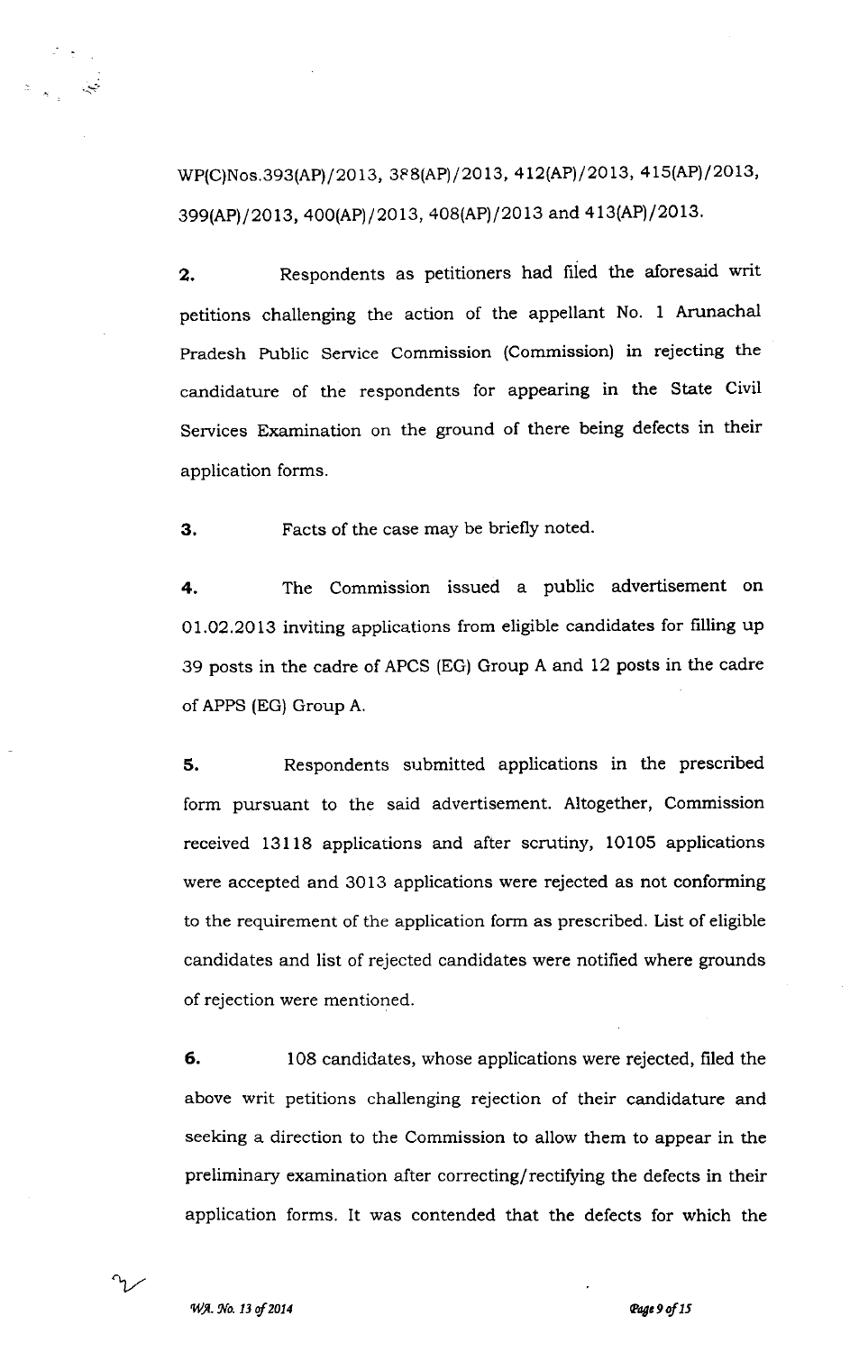WP(C)Nos.393(AP)/2013, 398(AP)/2013, 412(AP)/2013, 415(AP)/2013, 399(AP)/2013, 400(AP)/2013, 408(AP)/2013 and 413(AP)/2013.

**2.** Respondents as petitioners had filed the aforesaid writ petitions challenging the action of the appellant No. 1 Arunachal Pradesh Public Service Commission (Commission) in rejecting the candidature of the respondents for appearing in the State Civil Services Examination on the ground of there being defects in their application forms.

**3.** Facts of the case may be briefly noted.

**4.** The Commission issued a public advertisement on 01.02.2013 inviting applications from eligible candidates for filling up 39 posts in the cadre of APCS (EG) Group A and 12 posts in the cadre of APPS (EG) Group A.

**5.** Respondents submitted applications in the prescribed form pursuant to the said advertisement. Altogether, Commission received 13118 applications and after scrutiny, 10105 applications were accepted and 3013 applications were rejected as not conforming to the requirement of the application form as prescribed. List of eligible candidates and list of rejected candidates were notified where grounds of rejection were mentioned.

**6.** 108 candidates, whose applications were rejected, filed the above writ petitions challenging rejection of their candidature and seeking a direction to the Commission to allow them to appear in the preliminary examination after correcting/rectifying the defects in their application forms. It was contended that the defects for which the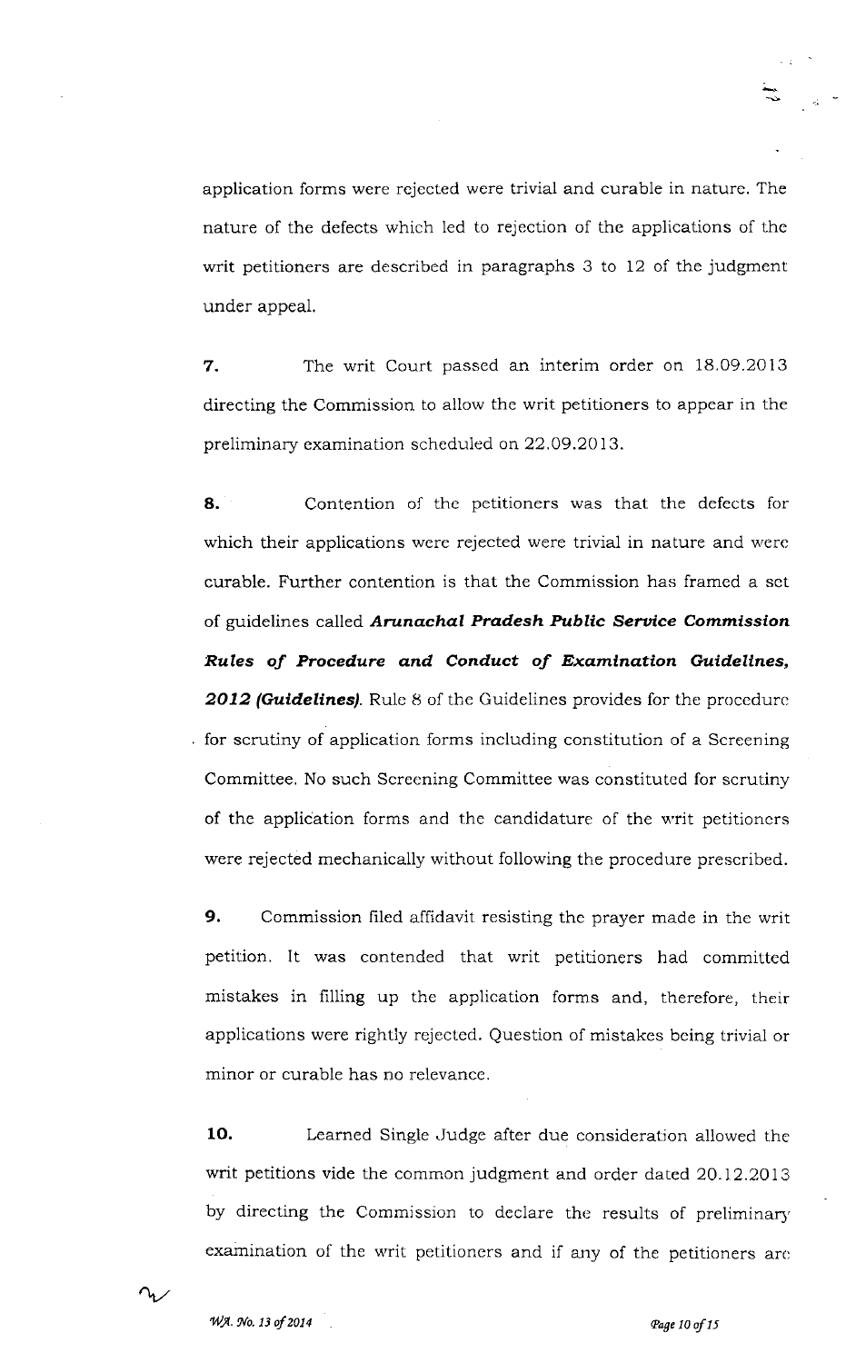application forms were rejected were trivial and curable in nature. The nature of the defects which led to rejection of the applications of the writ petitioners are described in paragraphs 3 to 12 of the judgment under appeal.

**7.** The writ Court passed an interim order on 18.09.2013 directing the Commission to allow the writ petitioners to appear in the preliminary examination scheduled on 22.09.2013.

**8.** Contention of the petitioners was that the defects for which their applications were rejected were trivial in nature and were curable. Further contention is that the Commission has framed a set of guidelines called ***Arunachal Pradesh Public Service Commission Rules of Procedure and Conduct of Examination Guidelines, 2012 (Guidelines)***. Rule 8 of the Guidelines provides for the procedure for scrutiny of application forms including constitution of a Screening Committee. No such Screening Committee was constituted for scrutiny of the application forms and the candidature of the writ petitioners were rejected mechanically without following the procedure prescribed.

**9.** Commission filed affidavit resisting the prayer made in the writ petition. It was contended that writ petitioners had committed mistakes in filling up the application forms and, therefore, their applications were rightly rejected. Question of mistakes being trivial or minor or curable has no relevance.

**10.** Learned Single Judge after due consideration allowed the writ petitions vide the common judgment and order dated 20.12.2013 by directing the Commission to declare the results of preliminary examination of the writ petitioners and if any of the petitioners are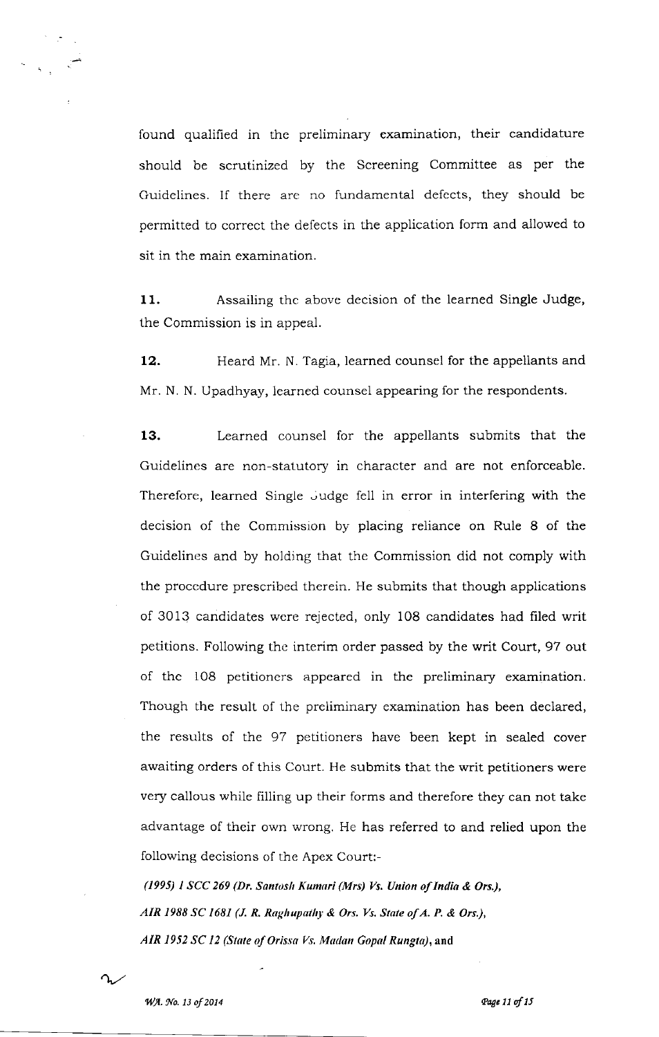found qualified in the preliminary examination, their candidature should be scrutinized by the Screening Committee as per the Guidelines. If there are no fundamental defects, they should be permitted to correct the defects in the application form and allowed to sit in the main examination.

**11.** Assailing the above decision of the learned Single Judge, the Commission is in appeal.

**12.** Heard Mr. N. Tagia, learned counsel for the appellants and Mr. N. N. Upadhyay, learned counsel appearing for the respondents.

**13.** Learned counsel for the appellants submits that the Guidelines are non-statutory in character and are not enforceable. Therefore, learned Single Judge fell in error in interfering with the decision of the Commission by placing reliance on Rule 8 of the Guidelines and by holding that the Commission did not comply with the procedure prescribed therein. He submits that though applications of 3013 candidates were rejected, only 108 candidates had filed writ petitions. Following the interim order passed by the writ Court, 97 out of the 108 petitioners appeared in the preliminary examination. Though the result of the preliminary examination has been declared, the results of the 97 petitioners have been kept in sealed cover awaiting orders of this Court. He submits that the writ petitioners were very callous while filling up their forms and therefore they can not take advantage of their own wrong. He has referred to and relied upon the following decisions of the Apex Court:-

*(1995) 1 SCC 269 (Dr. Santosh Kumari (Mrs) Vs. Union of India & Ors.),*
*AIR 1988 SC 1681 (J. R. Raghupathy & Ors. Vs. State of A. P. & Ors.),*
*AIR 1952 SC 12 (State of Orissa Vs. Madan Gopal Rungta),* and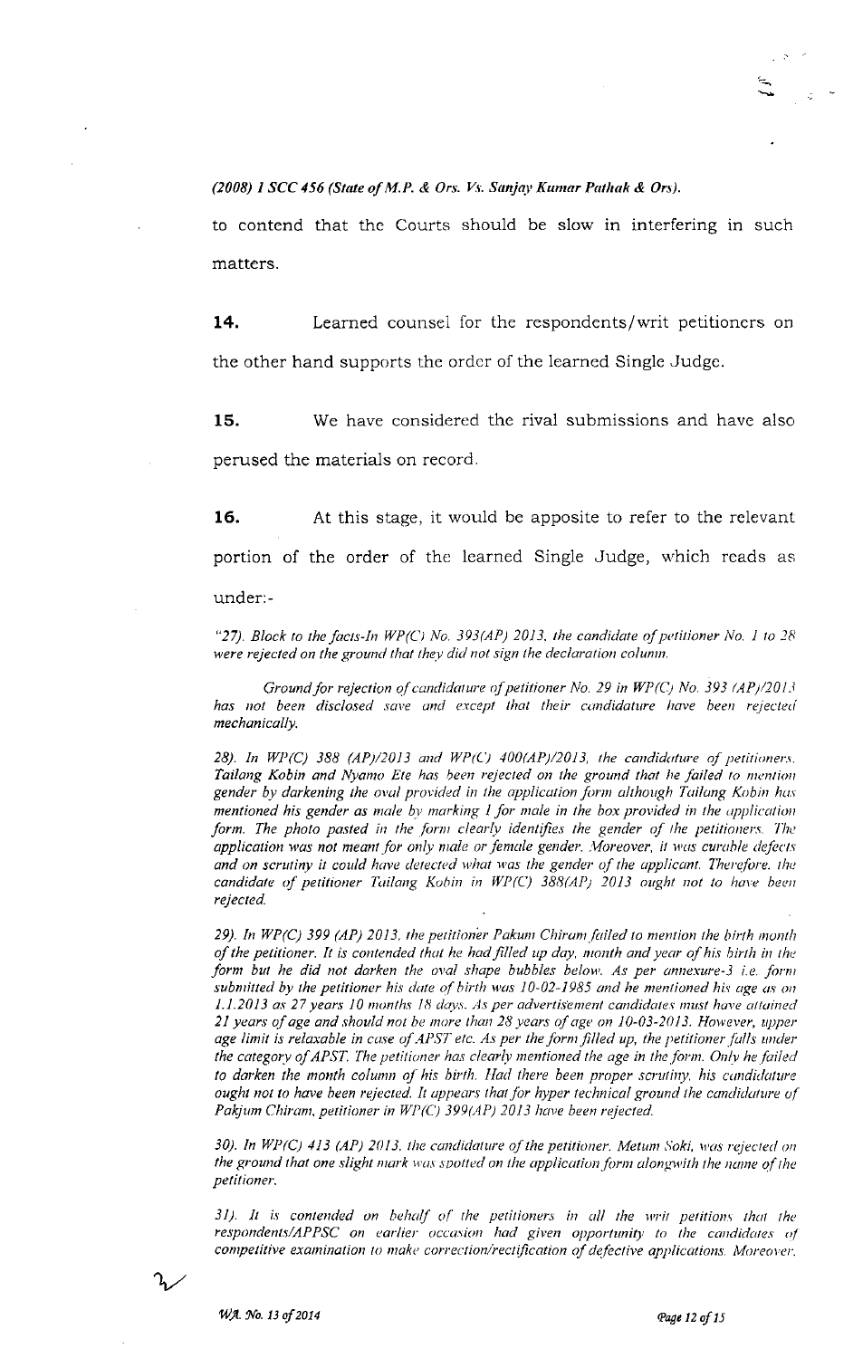*(2008) 1 SCC 456 (State of M.P. & Ors. Vs. Sanjay Kumar Pathak & Ors).*

to contend that the Courts should be slow in interfering in such matters.

**14.** Learned counsel for the respondents/writ petitioners on the other hand supports the order of the learned Single Judge.

**15.** We have considered the rival submissions and have also perused the materials on record.

**16.** At this stage, it would be apposite to refer to the relevant portion of the order of the learned Single Judge, which reads as under:-

*"27). Block to the facts-In WP(C) No. 393(AP) 2013, the candidate of petitioner No. 1 to 28 were rejected on the ground that they did not sign the declaration column.*

*Ground for rejection of candidature of petitioner No. 29 in WP(C) No. 393 (AP)/2013 has not been disclosed save and except that their candidature have been rejected mechanically.*

*28). In WP(C) 388 (AP)/2013 and WP(C) 400(AP)/2013, the candidature of petitioners, Tailang Kobin and Nyamo Ete has been rejected on the ground that he failed to mention gender by darkening the oval provided in the application form although Tailang Kobin has mentioned his gender as male by marking 1 for male in the box provided in the application form. The photo pasted in the form clearly identifies the gender of the petitioners. The application was not meant for only male or female gender. Moreover, it was curable defects and on scrutiny it could have detected what was the gender of the applicant. Therefore, the candidate of petitioner Tailang Kobin in WP(C) 388(AP) 2013 ought not to have been rejected.*

*29). In WP(C) 399 (AP) 2013, the petitioner Pakum Chiram failed to mention the birth month of the petitioner. It is contended that he had filled up day, month and year of his birth in the form but he did not darken the oval shape bubbles below. As per annexure-3 i.e. form submitted by the petitioner his date of birth was 10-02-1985 and he mentioned his age as on 1.1.2013 as 27 years 10 months 18 days. As per advertisement candidates must have attained 21 years of age and should not be more than 28 years of age on 10-03-2013. However, upper age limit is relaxable in case of APST etc. As per the form filled up, the petitioner falls under the category of APST. The petitioner has clearly mentioned the age in the form. Only he failed to darken the month column of his birth. Had there been proper scrutiny, his candidature ought not to have been rejected. It appears that for hyper technical ground the candidature of Pakjum Chiram, petitioner in WP(C) 399(AP) 2013 have been rejected.*

*30). In WP(C) 413 (AP) 2013, the candidature of the petitioner, Metum Soki, was rejected on the ground that one slight mark was spotted on the application form alongwith the name of the petitioner.*

*31). It is contended on behalf of the petitioners in all the writ petitions that the respondents/APPSC on earlier occasion had given opportunity to the candidates of competitive examination to make correction/rectification of defective applications. Moreover,*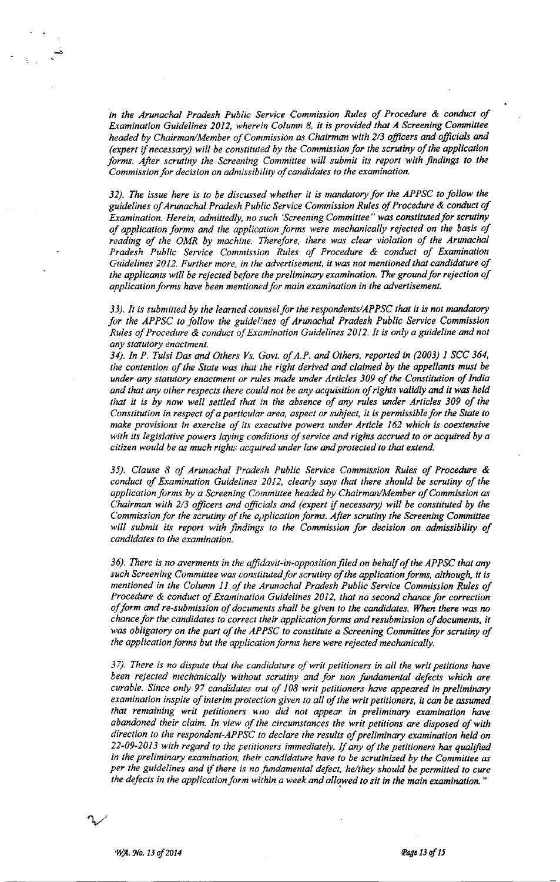*in the Arunachal Pradesh Public Service Commission Rules of Procedure & conduct of Examination Guidelines 2012, wherein Column 8, it is provided that A Screening Committee headed by Chairman/Member of Commission as Chairman with 2/3 officers and officials and (expert if necessary) will be constituted by the Commission for the scrutiny of the application forms. After scrutiny the Screening Committee will submit its report with findings to the Commission for decision on admissibility of candidates to the examination.*

*32). The issue here is to be discussed whether it is mandatory for the APPSC to follow the guidelines of Arunachal Pradesh Public Service Commission Rules of Procedure & conduct of Examination. Herein, admittedly, no such 'Screening Committee" was constituted for scrutiny of application forms and the application forms were mechanically rejected on the basis of reading of the OMR by machine. Therefore, there was clear violation of the Arunachal Pradesh Public Service Commission Rules of Procedure & conduct of Examination Guidelines 2012. Further more, in the advertisement, it was not mentioned that candidature of the applicants will be rejected before the preliminary examination. The ground for rejection of application forms have been mentioned for main examination in the advertisement.*

*33). It is submitted by the learned counsel for the respondents/APPSC that it is not mandatory for the APPSC to follow the guidelines of Arunachal Pradesh Public Service Commission Rules of Procedure & conduct of Examination Guidelines 2012. It is only a guideline and not any statutory enactment.*

*34). In P. Tulsi Das and Others Vs. Govt. of A.P. and Others, reported in (2003) 1 SCC 364, the contention of the State was that the right derived and claimed by the appellants must be under any statutory enactment or rules made under Articles 309 of the Constitution of India and that any other respects there could not be any acquisition of rights validly and it was held that it is by now well settled that in the absence of any rules under Articles 309 of the Constitution in respect of a particular area, aspect or subject, it is permissible for the State to make provisions in exercise of its executive powers under Article 162 which is coextensive with its legislative powers laying conditions of service and rights accrued to or acquired by a citizen would be as much rights acquired under law and protected to that extend.*

*35). Clause 8 of Arunachal Pradesh Public Service Commission Rules of Procedure & conduct of Examination Guidelines 2012, clearly says that there should be scrutiny of the application forms by a Screening Committee headed by Chairman/Member of Commission as Chairman with 2/3 officers and officials and (expert if necessary) will be constituted by the Commission for the scrutiny of the application forms. After scrutiny the Screening Committee will submit its report with findings to the Commission for decision on admissibility of candidates to the examination.*

*36). There is no averments in the affidavit-in-opposition filed on behalf of the APPSC that any such Screening Committee was constituted for scrutiny of the application forms, although, it is mentioned in the Column 11 of the Arunachal Pradesh Public Service Commission Rules of Procedure & conduct of Examination Guidelines 2012, that no second chance for correction of form and re-submission of documents shall be given to the candidates. When there was no chance for the candidates to correct their application forms and resubmission of documents, it was obligatory on the part of the APPSC to constitute a Screening Committee for scrutiny of the application forms but the application forms here were rejected mechanically.*

*37). There is no dispute that the candidature of writ petitioners in all the writ petitions have been rejected mechanically without scrutiny and for non fundamental defects which are curable. Since only 97 candidates out of 108 writ petitioners have appeared in preliminary examination inspite of interim protection given to all of the writ petitioners, it can be assumed that remaining writ petitioners who did not appear in preliminary examination have abandoned their claim. In view of the circumstances the writ petitions are disposed of with direction to the respondent-APPSC to declare the results of preliminary examination held on 22-09-2013 with regard to the petitioners immediately. If any of the petitioners has qualified in the preliminary examination, their candidature have to be scrutinized by the Committee as per the guidelines and if there is no fundamental defect, he/they should be permitted to cure the defects in the application form within a week and allowed to sit in the main examination."*

WA. No. 13 of 2014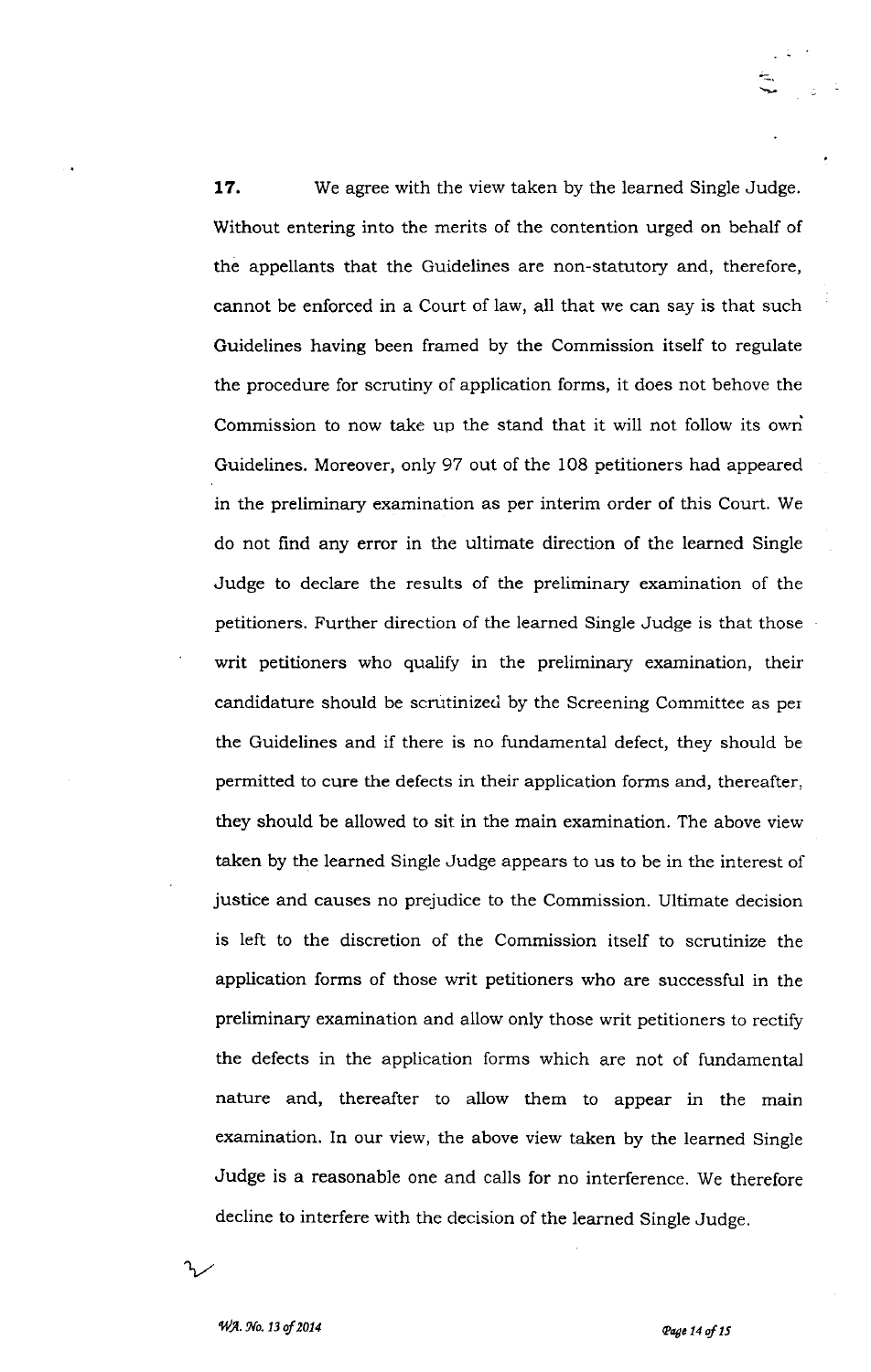**17.** We agree with the view taken by the learned Single Judge. Without entering into the merits of the contention urged on behalf of the appellants that the Guidelines are non-statutory and, therefore, cannot be enforced in a Court of law, all that we can say is that such Guidelines having been framed by the Commission itself to regulate the procedure for scrutiny of application forms, it does not behove the Commission to now take up the stand that it will not follow its own Guidelines. Moreover, only 97 out of the 108 petitioners had appeared in the preliminary examination as per interim order of this Court. We do not find any error in the ultimate direction of the learned Single Judge to declare the results of the preliminary examination of the petitioners. Further direction of the learned Single Judge is that those writ petitioners who qualify in the preliminary examination, their candidature should be scrutinized by the Screening Committee as per the Guidelines and if there is no fundamental defect, they should be permitted to cure the defects in their application forms and, thereafter, they should be allowed to sit in the main examination. The above view taken by the learned Single Judge appears to us to be in the interest of justice and causes no prejudice to the Commission. Ultimate decision is left to the discretion of the Commission itself to scrutinize the application forms of those writ petitioners who are successful in the preliminary examination and allow only those writ petitioners to rectify the defects in the application forms which are not of fundamental nature and, thereafter to allow them to appear in the main examination. In our view, the above view taken by the learned Single Judge is a reasonable one and calls for no interference. We therefore decline to interfere with the decision of the learned Single Judge.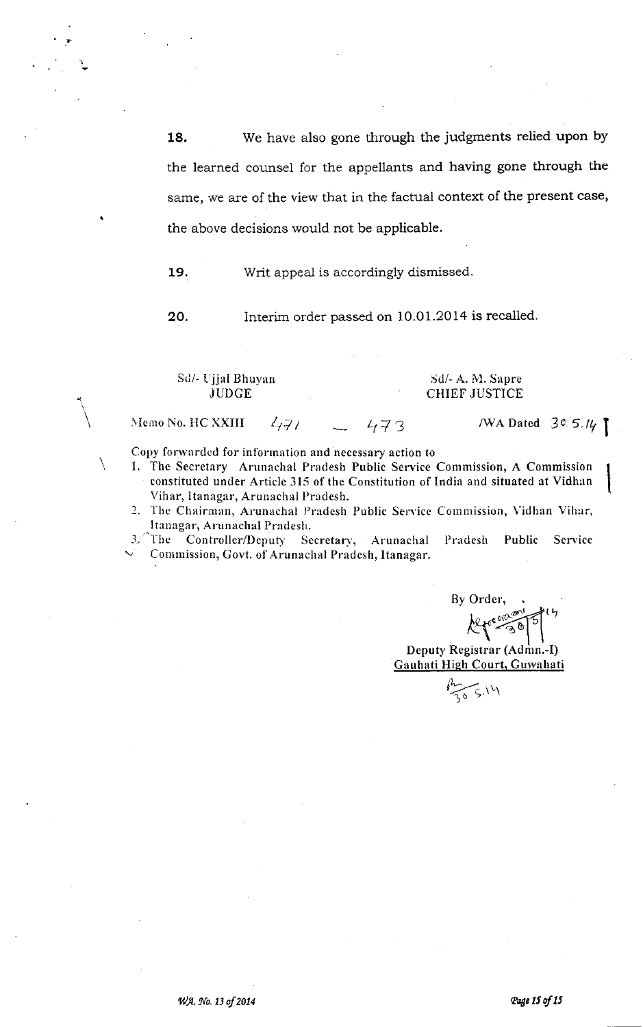**18.** We have also gone through the judgments relied upon by the learned counsel for the appellants and having gone through the same, we are of the view that in the factual context of the present case, the above decisions would not be applicable.

**19.** Writ appeal is accordingly dismissed.

**20.** Interim order passed on 10.01.2014 is recalled.

Sd/- Ujjal Bhuyan
JUDGE

Sd/- A. M. Sapre
CHIEF JUSTICE

Memo No. HC XXIII 471 — 473 /WA Dated 30.5.14

Copy forwarded for information and necessary action to

1. The Secretary Arunachal Pradesh Public Service Commission, A Commission constituted under Article 315 of the Constitution of India and situated at Vidhan Vihar, Itanagar, Arunachal Pradesh.
2. The Chairman, Arunachal Pradesh Public Service Commission, Vidhan Vihar, Itanagar, Arunachal Pradesh.
3. The Controller/Deputy Secretary, Arunachal Pradesh Public Service Commission, Govt. of Arunachal Pradesh, Itanagar.

By Order,

30.5.14

Deputy Registrar (Admn.-I)
Gauhati High Court, Guwahati

30.5.14